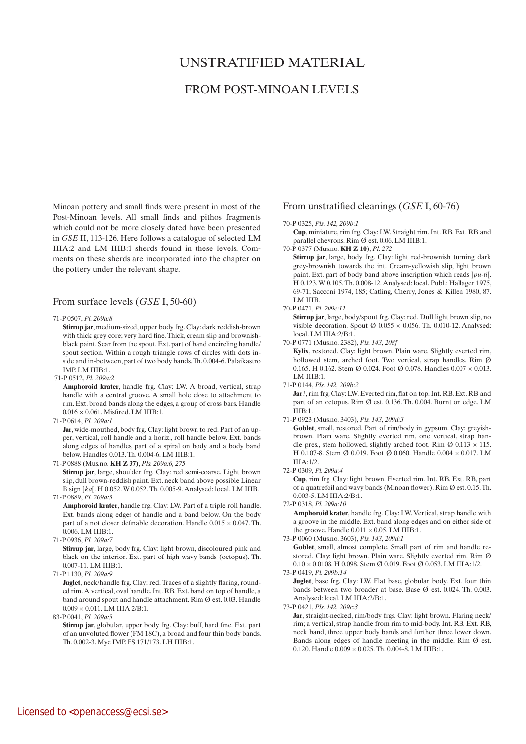# UNSTRATIFIED MATERIAL

## FROM POST-MINOAN LEVELS

Minoan pottery and small finds were present in most of the Post-Minoan levels. All small finds and pithos fragments which could not be more closely dated have been presented in *GSE* II, 113-126. Here follows a catalogue of selected LM IIIA:2 and LM IIIB:1 sherds found in these levels. Comments on these sherds are incorporated into the chapter on the pottery under the relevant shape.

### From surface levels (*GSE* I, 50-60)

71-P 0507, *Pl. 209a:8*
**Stirrup jar**, medium-sized, upper body frg. Clay: dark reddish-brown with thick grey core; very hard fine. Thick, cream slip and brownish-black paint. Scar from the spout. Ext. part of band encircling handle/spout section. Within a rough triangle rows of circles with dots inside and in-between, part of two body bands. Th. 0.004-6. Palaikastro IMP. LM IIIB:1.

71-P 0512, *Pl. 209a:2*
**Amphoroid krater**, handle frg. Clay: LW. A broad, vertical, strap handle with a central groove. A small hole close to attachment to rim. Ext. broad bands along the edges, a group of cross bars. Handle 0.016 × 0.061. Misfired. LM IIIB:1.

71-P 0614, *Pl. 209a:1*
**Jar**, wide-mouthed, body frg. Clay: light brown to red. Part of an upper, vertical, roll handle and a horiz., roll handle below. Ext. bands along edges of handles, part of a spiral on body and a body band below. Handles 0.013. Th. 0.004-6. LM IIIB:1.

71-P 0888 (Mus.no. **KH Z 37**), *Pls. 209a:6, 275*
**Stirrup jar**, large, shoulder frg. Clay: red semi-coarse. Light brown slip, dull brown-reddish paint. Ext. neck band above possible Linear B sign ]*ka*[. H 0.052. W 0.052. Th. 0.005-9. Analysed: local. LM IIIB.

71-P 0889, *Pl. 209a:3*
**Amphoroid krater**, handle frg. Clay: LW. Part of a triple roll handle. Ext. bands along edges of handle and a band below. On the body part of a not closer definable decoration. Handle 0.015 × 0.047. Th. 0.006. LM IIIB:1.

71-P 0936, *Pl. 209a:7*
**Stirrup jar**, large, body frg. Clay: light brown, discoloured pink and black on the interior. Ext. part of high wavy bands (octopus). Th. 0.007-11. LM IIIB:1.

71-P 1130, *Pl. 209a:9*
**Juglet**, neck/handle frg. Clay: red. Traces of a slightly flaring, rounded rim. A vertical, oval handle. Int. RB. Ext. band on top of handle, a band around spout and handle attachment. Rim Ø est. 0.03. Handle 0.009 × 0.011. LM IIIA:2/B:1.

83-P 0041, *Pl. 209a:5*
**Stirrup jar**, globular, upper body frg. Clay: buff, hard fine. Ext. part of an unvoluted flower (FM 18C), a broad and four thin body bands. Th. 0.002-3. Myc IMP. FS 171/173. LH IIIB:1.

### From unstratified cleanings (*GSE* I, 60-76)

70-P 0325, *Pls. 142, 209b:1*
**Cup**, miniature, rim frg. Clay: LW. Straight rim. Int. RB. Ext. RB and parallel chevrons. Rim Ø est. 0.06. LM IIIB:1.

70-P 0377 (Mus.no. **KH Z 10**), *Pl. 272*
**Stirrup jar**, large, body frg. Clay: light red-brownish turning dark grey-brownish towards the int. Cream-yellowish slip, light brown paint. Ext. part of body band above inscription which reads ]*pu-ti*[. H 0.123. W 0.105. Th. 0.008-12. Analysed: local. Publ.: Hallager 1975, 69-71; Sacconi 1974, 185; Catling, Cherry, Jones & Killen 1980, 87. LM IIIB.

70-P 0471, *Pl. 209c:11*
**Stirrup jar**, large, body/spout frg. Clay: red. Dull light brown slip, no visible decoration. Spout Ø 0.055 × 0.056. Th. 0.010-12. Analysed: local. LM IIIA:2/B:1.

70-P 0771 (Mus.no. 2382), *Pls. 143, 208f*
**Kylix**, restored. Clay: light brown. Plain ware. Slightly everted rim, hollowed stem, arched foot. Two vertical, strap handles. Rim Ø 0.165. H 0.162. Stem Ø 0.024. Foot Ø 0.078. Handles 0.007 × 0.013. LM IIIB:1.

71-P 0144, *Pls. 142, 209b:2*
**Jar**?, rim frg. Clay: LW. Everted rim, flat on top. Int. RB. Ext. RB and part of an octopus. Rim Ø est. 0.136. Th. 0.004. Burnt on edge. LM IIIB:1.

71-P 0923 (Mus.no. 3403), *Pls. 143, 209d:3*
**Goblet**, small, restored. Part of rim/body in gypsum. Clay: greyish-brown. Plain ware. Slightly everted rim, one vertical, strap handle pres., stem hollowed, slightly arched foot. Rim Ø 0.113 × 115. H 0.107-8. Stem Ø 0.019. Foot Ø 0.060. Handle 0.004 × 0.017. LM IIIA:1/2.

72-P 0309, *Pl. 209a:4*
**Cup**, rim frg. Clay: light brown. Everted rim. Int. RB. Ext. RB, part of a quatrefoil and wavy bands (Minoan flower). Rim Ø est. 0.15. Th. 0.003-5. LM IIIA:2/B:1.

72-P 0318, *Pl. 209a:10*
**Amphoroid krater**, handle frg. Clay: LW. Vertical, strap handle with a groove in the middle. Ext. band along edges and on either side of the groove. Handle 0.011 × 0.05. LM IIIB:1.

73-P 0060 (Mus.no. 3603), *Pls. 143, 209d:1*
**Goblet**, small, almost complete. Small part of rim and handle restored. Clay: light brown. Plain ware. Slightly everted rim. Rim Ø 0.10 × 0.0108. H 0.098. Stem Ø 0.019. Foot Ø 0.053. LM IIIA:1/2.

73-P 0419, *Pl. 209b:14*
**Juglet**, base frg. Clay: LW. Flat base, globular body. Ext. four thin bands between two broader at base. Base Ø est. 0.024. Th. 0.003. Analysed: local. LM IIIA:2/B:1.

73-P 0421, *Pls. 142, 209c:3*
**Jar**, straight-necked, rim/body frgs. Clay: light brown. Flaring neck/rim; a vertical, strap handle from rim to mid-body. Int. RB. Ext. RB, neck band, three upper body bands and further three lower down. Bands along edges of handle meeting in the middle. Rim Ø est. 0.120. Handle 0.009 × 0.025. Th. 0.004-8. LM IIIB:1.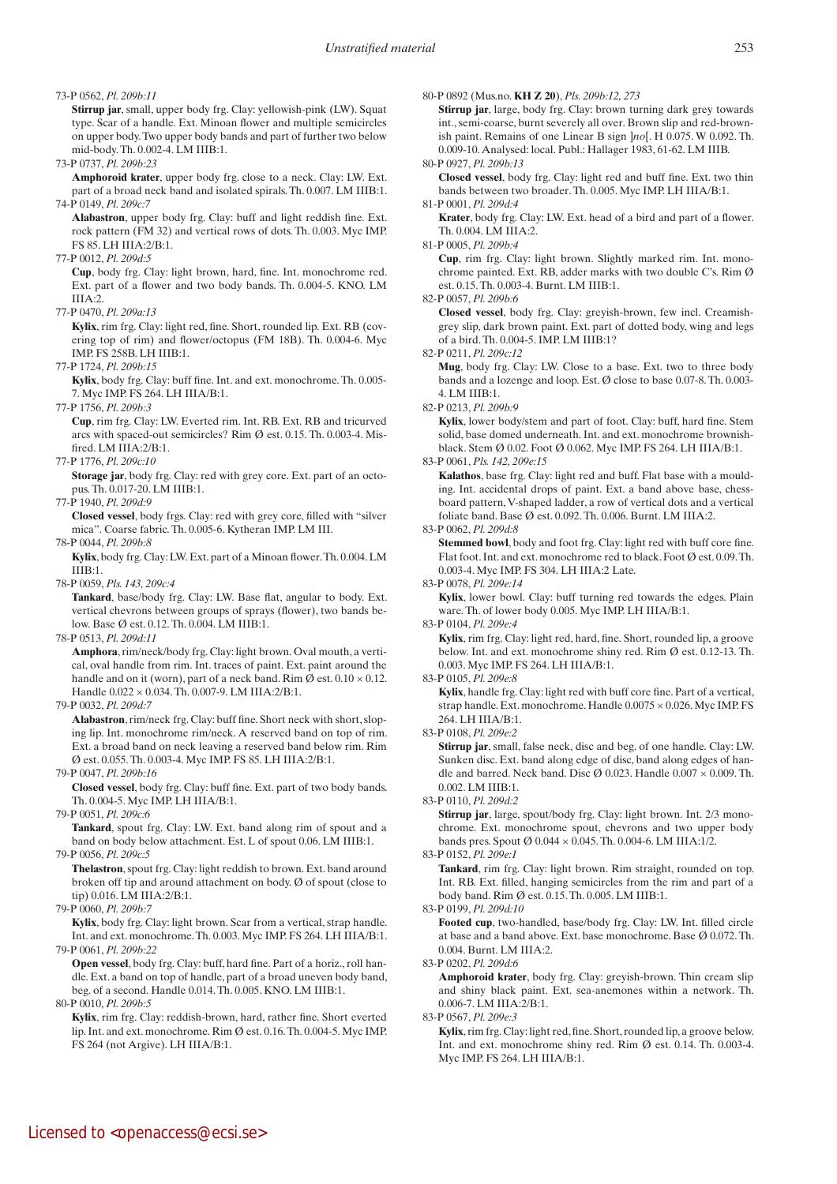73-P 0562, *Pl. 209b:11*
**Stirrup jar**, small, upper body frg. Clay: yellowish-pink (LW). Squat type. Scar of a handle. Ext. Minoan flower and multiple semicircles on upper body. Two upper body bands and part of further two below mid-body. Th. 0.002-4. LM IIIB:1.

73-P 0737, *Pl. 209b:23*
**Amphoroid krater**, upper body frg. close to a neck. Clay: LW. Ext. part of a broad neck band and isolated spirals. Th. 0.007. LM IIIB:1.

74-P 0149, *Pl. 209c:7*
**Alabastron**, upper body frg. Clay: buff and light reddish fine. Ext. rock pattern (FM 32) and vertical rows of dots. Th. 0.003. Myc IMP. FS 85. LH IIIA:2/B:1.

77-P 0012, *Pl. 209d:5*
**Cup**, body frg. Clay: light brown, hard, fine. Int. monochrome red. Ext. part of a flower and two body bands. Th. 0.004-5. KNO. LM IIIA:2.

77-P 0470, *Pl. 209a:13*
**Kylix**, rim frg. Clay: light red, fine. Short, rounded lip. Ext. RB (covering top of rim) and flower/octopus (FM 18B). Th. 0.004-6. Myc IMP. FS 258B. LH IIIB:1.

77-P 1724, *Pl. 209b:15*
**Kylix**, body frg. Clay: buff fine. Int. and ext. monochrome. Th. 0.005-7. Myc IMP. FS 264. LH IIIA/B:1.

77-P 1756, *Pl. 209b:3*
**Cup**, rim frg. Clay: LW. Everted rim. Int. RB. Ext. RB and tricurved arcs with spaced-out semicircles? Rim Ø est. 0.15. Th. 0.003-4. Misfired. LM IIIA:2/B:1.

77-P 1776, *Pl. 209c:10*
**Storage jar**, body frg. Clay: red with grey core. Ext. part of an octopus. Th. 0.017-20. LM IIIB:1.

77-P 1940, *Pl. 209d:9*
**Closed vessel**, body frgs. Clay: red with grey core, filled with "silver mica". Coarse fabric. Th. 0.005-6. Kytheran IMP. LM III.

78-P 0044, *Pl. 209b:8*
**Kylix**, body frg. Clay: LW. Ext. part of a Minoan flower. Th. 0.004. LM IIIB:1.

78-P 0059, *Pls. 143, 209c:4*
**Tankard**, base/body frg. Clay: LW. Base flat, angular to body. Ext. vertical chevrons between groups of sprays (flower), two bands below. Base Ø est. 0.12. Th. 0.004. LM IIIB:1.

78-P 0513, *Pl. 209d:11*
**Amphora**, rim/neck/body frg. Clay: light brown. Oval mouth, a vertical, oval handle from rim. Int. traces of paint. Ext. paint around the handle and on it (worn), part of a neck band. Rim Ø est. 0.10 × 0.12. Handle 0.022 × 0.034. Th. 0.007-9. LM IIIA:2/B:1.

79-P 0032, *Pl. 209d:7*
**Alabastron**, rim/neck frg. Clay: buff fine. Short neck with short, sloping lip. Int. monochrome rim/neck. A reserved band on top of rim. Ext. a broad band on neck leaving a reserved band below rim. Rim Ø est. 0.055. Th. 0.003-4. Myc IMP. FS 85. LH IIIA:2/B:1.

79-P 0047, *Pl. 209b:16*
**Closed vessel**, body frg. Clay: buff fine. Ext. part of two body bands. Th. 0.004-5. Myc IMP. LH IIIA/B:1.

79-P 0051, *Pl. 209c:6*
**Tankard**, spout frg. Clay: LW. Ext. band along rim of spout and a band on body below attachment. Est. L of spout 0.06. LM IIIB:1.

79-P 0056, *Pl. 209c:5*
**Thelastron**, spout frg. Clay: light reddish to brown. Ext. band around broken off tip and around attachment on body. Ø of spout (close to tip) 0.016. LM IIIA:2/B:1.

79-P 0060, *Pl. 209b:7*
**Kylix**, body frg. Clay: light brown. Scar from a vertical, strap handle. Int. and ext. monochrome. Th. 0.003. Myc IMP. FS 264. LH IIIA/B:1.

79-P 0061, *Pl. 209b:22*
**Open vessel**, body frg. Clay: buff, hard fine. Part of a horiz., roll handle. Ext. a band on top of handle, part of a broad uneven body band, beg. of a second. Handle 0.014. Th. 0.005. KNO. LM IIIB:1.

80-P 0010, *Pl. 209b:5*
**Kylix**, rim frg. Clay: reddish-brown, hard, rather fine. Short everted lip. Int. and ext. monochrome. Rim Ø est. 0.16. Th. 0.004-5. Myc IMP. FS 264 (not Argive). LH IIIA/B:1.

80-P 0892 (Mus.no. **KH Z 20**), *Pls. 209b:12, 273*
**Stirrup jar**, large, body frg. Clay: brown turning dark grey towards int., semi-coarse, burnt severely all over. Brown slip and red-brownish paint. Remains of one Linear B sign ]*no*[. H 0.075. W 0.092. Th. 0.009-10. Analysed: local. Publ.: Hallager 1983, 61-62. LM IIIB.

80-P 0927, *Pl. 209b:13*
**Closed vessel**, body frg. Clay: light red and buff fine. Ext. two thin bands between two broader. Th. 0.005. Myc IMP. LH IIIA/B:1.

81-P 0001, *Pl. 209d:4*
**Krater**, body frg. Clay: LW. Ext. head of a bird and part of a flower. Th. 0.004. LM IIIA:2.

81-P 0005, *Pl. 209b:4*
**Cup**, rim frg. Clay: light brown. Slightly marked rim. Int. monochrome painted. Ext. RB, adder marks with two double C's. Rim Ø est. 0.15. Th. 0.003-4. Burnt. LM IIIB:1.

82-P 0057, *Pl. 209b:6*
**Closed vessel**, body frg. Clay: greyish-brown, few incl. Creamish-grey slip, dark brown paint. Ext. part of dotted body, wing and legs of a bird. Th. 0.004-5. IMP. LM IIIB:1?

82-P 0211, *Pl. 209c:12*
**Mug**, body frg. Clay: LW. Close to a base. Ext. two to three body bands and a lozenge and loop. Est. Ø close to base 0.07-8. Th. 0.003-4. LM IIIB:1.

82-P 0213, *Pl. 209b:9*
**Kylix**, lower body/stem and part of foot. Clay: buff, hard fine. Stem solid, base domed underneath. Int. and ext. monochrome brownish-black. Stem Ø 0.02. Foot Ø 0.062. Myc IMP. FS 264. LH IIIA/B:1.

83-P 0061, *Pls. 142, 209e:15*
**Kalathos**, base frg. Clay: light red and buff. Flat base with a moulding. Int. accidental drops of paint. Ext. a band above base, chessboard pattern, V-shaped ladder, a row of vertical dots and a vertical foliate band. Base Ø est. 0.092. Th. 0.006. Burnt. LM IIIA:2.

83-P 0062, *Pl. 209d:8*
**Stemmed bowl**, body and foot frg. Clay: light red with buff core fine. Flat foot. Int. and ext. monochrome red to black. Foot Ø est. 0.09. Th. 0.003-4. Myc IMP. FS 304. LH IIIA:2 Late.

83-P 0078, *Pl. 209e:14*
**Kylix**, lower bowl. Clay: buff turning red towards the edges. Plain ware. Th. of lower body 0.005. Myc IMP. LH IIIA/B:1.

83-P 0104, *Pl. 209e:4*
**Kylix**, rim frg. Clay: light red, hard, fine. Short, rounded lip, a groove below. Int. and ext. monochrome shiny red. Rim Ø est. 0.12-13. Th. 0.003. Myc IMP. FS 264. LH IIIA/B:1.

83-P 0105, *Pl. 209e:8*
**Kylix**, handle frg. Clay: light red with buff core fine. Part of a vertical, strap handle. Ext. monochrome. Handle 0.0075 × 0.026. Myc IMP. FS 264. LH IIIA/B:1.

83-P 0108, *Pl. 209e:2*
**Stirrup jar**, small, false neck, disc and beg. of one handle. Clay: LW. Sunken disc. Ext. band along edge of disc, band along edges of handle and barred. Neck band. Disc Ø 0.023. Handle 0.007 × 0.009. Th. 0.002. LM IIIB:1.

83-P 0110, *Pl. 209d:2*
**Stirrup jar**, large, spout/body frg. Clay: light brown. Int. 2/3 monochrome. Ext. monochrome spout, chevrons and two upper body bands pres. Spout Ø 0.044 × 0.045. Th. 0.004-6. LM IIIA:1/2.

83-P 0152, *Pl. 209e:1*
**Tankard**, rim frg. Clay: light brown. Rim straight, rounded on top. Int. RB. Ext. filled, hanging semicircles from the rim and part of a body band. Rim Ø est. 0.15. Th. 0.005. LM IIIB:1.

83-P 0199, *Pl. 209d:10*
**Footed cup**, two-handled, base/body frg. Clay: LW. Int. filled circle at base and a band above. Ext. base monochrome. Base Ø 0.072. Th. 0.004. Burnt. LM IIIA:2.

83-P 0202, *Pl. 209d:6*
**Amphoroid krater**, body frg. Clay: greyish-brown. Thin cream slip and shiny black paint. Ext. sea-anemones within a network. Th. 0.006-7. LM IIIA:2/B:1.

83-P 0567, *Pl. 209e:3*
**Kylix**, rim frg. Clay: light red, fine. Short, rounded lip, a groove below. Int. and ext. monochrome shiny red. Rim Ø est. 0.14. Th. 0.003-4. Myc IMP. FS 264. LH IIIA/B:1.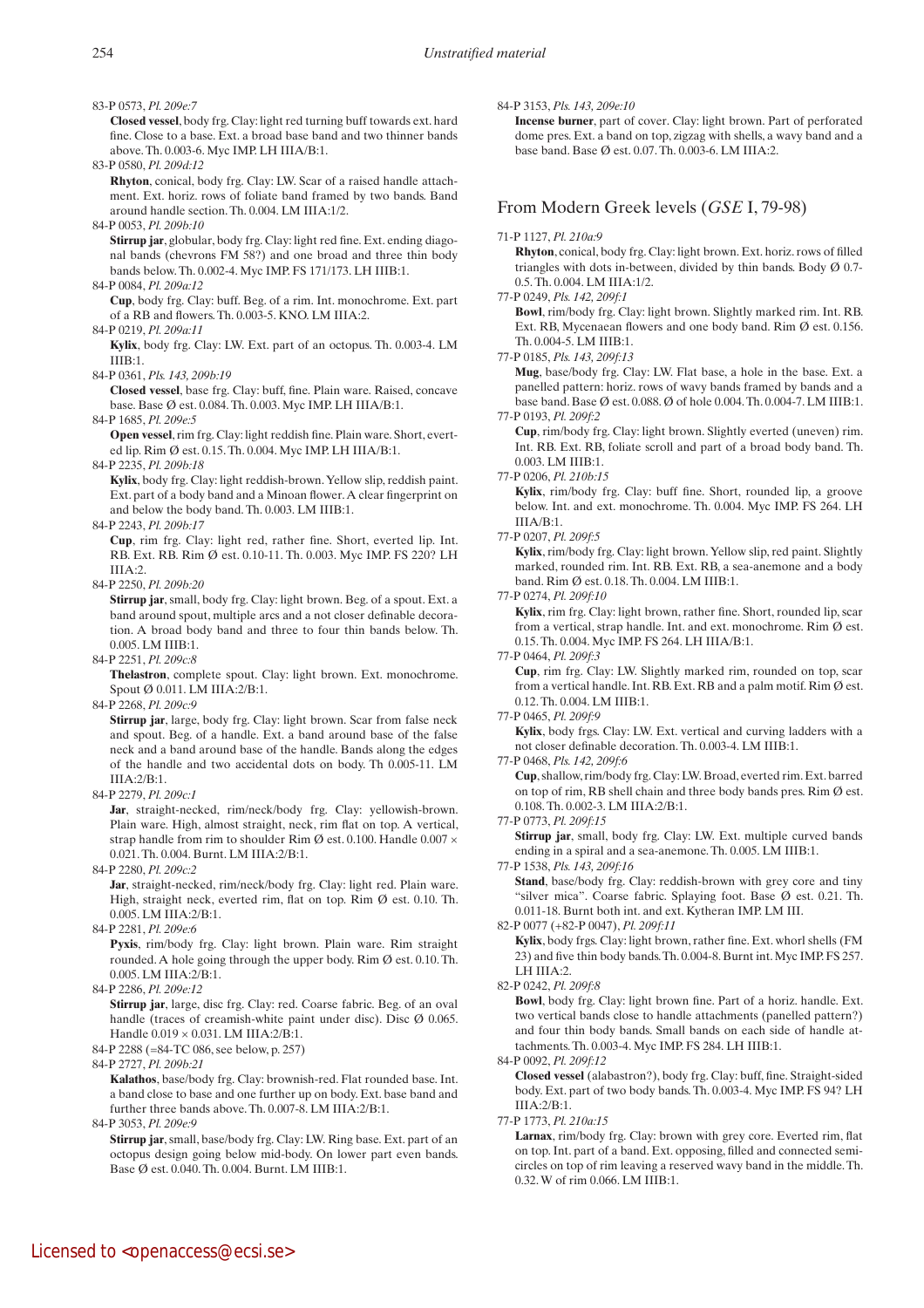83-P 0573, *Pl. 209e:7*

**Closed vessel**, body frg. Clay: light red turning buff towards ext. hard fine. Close to a base. Ext. a broad base band and two thinner bands above. Th. 0.003-6. Myc IMP. LH IIIA/B:1.

83-P 0580, *Pl. 209d:12*

**Rhyton**, conical, body frg. Clay: LW. Scar of a raised handle attachment. Ext. horiz. rows of foliate band framed by two bands. Band around handle section. Th. 0.004. LM IIIA:1/2.

84-P 0053, *Pl. 209b:10*

**Stirrup jar**, globular, body frg. Clay: light red fine. Ext. ending diagonal bands (chevrons FM 58?) and one broad and three thin body bands below. Th. 0.002-4. Myc IMP. FS 171/173. LH IIIB:1.

84-P 0084, *Pl. 209a:12*

**Cup**, body frg. Clay: buff. Beg. of a rim. Int. monochrome. Ext. part of a RB and flowers. Th. 0.003-5. KNO. LM IIIA:2.

84-P 0219, *Pl. 209a:11*

**Kylix**, body frg. Clay: LW. Ext. part of an octopus. Th. 0.003-4. LM IIIB:1.

84-P 0361, *Pls. 143, 209b:19*

**Closed vessel**, base frg. Clay: buff, fine. Plain ware. Raised, concave base. Base Ø est. 0.084. Th. 0.003. Myc IMP. LH IIIA/B:1.

84-P 1685, *Pl. 209e:5*

**Open vessel**, rim frg. Clay: light reddish fine. Plain ware. Short, everted lip. Rim Ø est. 0.15. Th. 0.004. Myc IMP. LH IIIA/B:1.

84-P 2235, *Pl. 209b:18*

**Kylix**, body frg. Clay: light reddish-brown. Yellow slip, reddish paint. Ext. part of a body band and a Minoan flower. A clear fingerprint on and below the body band. Th. 0.003. LM IIIB:1.

84-P 2243, *Pl. 209b:17*

**Cup**, rim frg. Clay: light red, rather fine. Short, everted lip. Int. RB. Ext. RB. Rim Ø est. 0.10-11. Th. 0.003. Myc IMP. FS 220? LH IIIA:2.

84-P 2250, *Pl. 209b:20*

**Stirrup jar**, small, body frg. Clay: light brown. Beg. of a spout. Ext. a band around spout, multiple arcs and a not closer definable decoration. A broad body band and three to four thin bands below. Th. 0.005. LM IIIB:1.

84-P 2251, *Pl. 209c:8*

**Thelastron**, complete spout. Clay: light brown. Ext. monochrome. Spout Ø 0.011. LM IIIA:2/B:1.

84-P 2268, *Pl. 209c:9*

**Stirrup jar**, large, body frg. Clay: light brown. Scar from false neck and spout. Beg. of a handle. Ext. a band around base of the false neck and a band around base of the handle. Bands along the edges of the handle and two accidental dots on body. Th 0.005-11. LM IIIA:2/B:1.

84-P 2279, *Pl. 209c:1*

**Jar**, straight-necked, rim/neck/body frg. Clay: yellowish-brown. Plain ware. High, almost straight, neck, rim flat on top. A vertical, strap handle from rim to shoulder Rim Ø est. 0.100. Handle 0.007 × 0.021. Th. 0.004. Burnt. LM IIIA:2/B:1.

84-P 2280, *Pl. 209c:2*

**Jar**, straight-necked, rim/neck/body frg. Clay: light red. Plain ware. High, straight neck, everted rim, flat on top. Rim Ø est. 0.10. Th. 0.005. LM IIIA:2/B:1.

84-P 2281, *Pl. 209e:6*

**Pyxis**, rim/body frg. Clay: light brown. Plain ware. Rim straight rounded. A hole going through the upper body. Rim Ø est. 0.10. Th. 0.005. LM IIIA:2/B:1.

84-P 2286, *Pl. 209e:12*

**Stirrup jar**, large, disc frg. Clay: red. Coarse fabric. Beg. of an oval handle (traces of creamish-white paint under disc). Disc Ø 0.065. Handle 0.019 × 0.031. LM IIIA:2/B:1.

84-P 2288 (=84-TC 086, see below, p. 257)

84-P 2727, *Pl. 209b:21*

**Kalathos**, base/body frg. Clay: brownish-red. Flat rounded base. Int. a band close to base and one further up on body. Ext. base band and further three bands above. Th. 0.007-8. LM IIIA:2/B:1.

84-P 3053, *Pl. 209e:9*

**Stirrup jar**, small, base/body frg. Clay: LW. Ring base. Ext. part of an octopus design going below mid-body. On lower part even bands. Base Ø est. 0.040. Th. 0.004. Burnt. LM IIIB:1.

84-P 3153, *Pls. 143, 209e:10*

**Incense burner**, part of cover. Clay: light brown. Part of perforated dome pres. Ext. a band on top, zigzag with shells, a wavy band and a base band. Base Ø est. 0.07. Th. 0.003-6. LM IIIA:2.

## From Modern Greek levels (*GSE* I, 79-98)

71-P 1127, *Pl. 210a:9*

**Rhyton**, conical, body frg. Clay: light brown. Ext. horiz. rows of filled triangles with dots in-between, divided by thin bands. Body Ø 0.7-0.5. Th. 0.004. LM IIIA:1/2.

77-P 0249, *Pls. 142, 209f:1*

**Bowl**, rim/body frg. Clay: light brown. Slightly marked rim. Int. RB. Ext. RB, Mycenaean flowers and one body band. Rim Ø est. 0.156. Th. 0.004-5. LM IIIB:1.

77-P 0185, *Pls. 143, 209f:13*

**Mug**, base/body frg. Clay: LW. Flat base, a hole in the base. Ext. a panelled pattern: horiz. rows of wavy bands framed by bands and a base band. Base Ø est. 0.088. Ø of hole 0.004. Th. 0.004-7. LM IIIB:1.

77-P 0193, *Pl. 209f:2*

**Cup**, rim/body frg. Clay: light brown. Slightly everted (uneven) rim. Int. RB. Ext. RB, foliate scroll and part of a broad body band. Th. 0.003. LM IIIB:1.

77-P 0206, *Pl. 210b:15*

**Kylix**, rim/body frg. Clay: buff fine. Short, rounded lip, a groove below. Int. and ext. monochrome. Th. 0.004. Myc IMP. FS 264. LH IIIA/B:1.

77-P 0207, *Pl. 209f:5*

**Kylix**, rim/body frg. Clay: light brown. Yellow slip, red paint. Slightly marked, rounded rim. Int. RB. Ext. RB, a sea-anemone and a body band. Rim Ø est. 0.18. Th. 0.004. LM IIIB:1.

77-P 0274, *Pl. 209f:10*

**Kylix**, rim frg. Clay: light brown, rather fine. Short, rounded lip, scar from a vertical, strap handle. Int. and ext. monochrome. Rim Ø est. 0.15. Th. 0.004. Myc IMP. FS 264. LH IIIA/B:1.

77-P 0464, *Pl. 209f:3*

**Cup**, rim frg. Clay: LW. Slightly marked rim, rounded on top, scar from a vertical handle. Int. RB. Ext. RB and a palm motif. Rim Ø est. 0.12. Th. 0.004. LM IIIB:1.

77-P 0465, *Pl. 209f:9*

**Kylix**, body frgs. Clay: LW. Ext. vertical and curving ladders with a not closer definable decoration. Th. 0.003-4. LM IIIB:1.

77-P 0468, *Pls. 142, 209f:6*

**Cup**, shallow, rim/body frg. Clay: LW. Broad, everted rim. Ext. barred on top of rim, RB shell chain and three body bands pres. Rim Ø est. 0.108. Th. 0.002-3. LM IIIA:2/B:1.

77-P 0773, *Pl. 209f:15*

**Stirrup jar**, small, body frg. Clay: LW. Ext. multiple curved bands ending in a spiral and a sea-anemone. Th. 0.005. LM IIIB:1.

77-P 1538, *Pls. 143, 209f:16*

**Stand**, base/body frg. Clay: reddish-brown with grey core and tiny "silver mica". Coarse fabric. Splaying foot. Base Ø est. 0.21. Th. 0.011-18. Burnt both int. and ext. Kytheran IMP. LM III.

82-P 0077 (+82-P 0047), *Pl. 209f:11*

**Kylix**, body frgs. Clay: light brown, rather fine. Ext. whorl shells (FM 23) and five thin body bands. Th. 0.004-8. Burnt int. Myc IMP. FS 257. LH IIIA:2.

82-P 0242, *Pl. 209f:8*

**Bowl**, body frg. Clay: light brown fine. Part of a horiz. handle. Ext. two vertical bands close to handle attachments (panelled pattern?) and four thin body bands. Small bands on each side of handle attachments. Th. 0.003-4. Myc IMP. FS 284. LH IIIB:1.

84-P 0092, *Pl. 209f:12*

**Closed vessel** (alabastron?), body frg. Clay: buff, fine. Straight-sided body. Ext. part of two body bands. Th. 0.003-4. Myc IMP. FS 94? LH IIIA:2/B:1.

77-P 1773, *Pl. 210a:15*

**Larnax**, rim/body frg. Clay: brown with grey core. Everted rim, flat on top. Int. part of a band. Ext. opposing, filled and connected semicircles on top of rim leaving a reserved wavy band in the middle. Th. 0.32. W of rim 0.066. LM IIIB:1.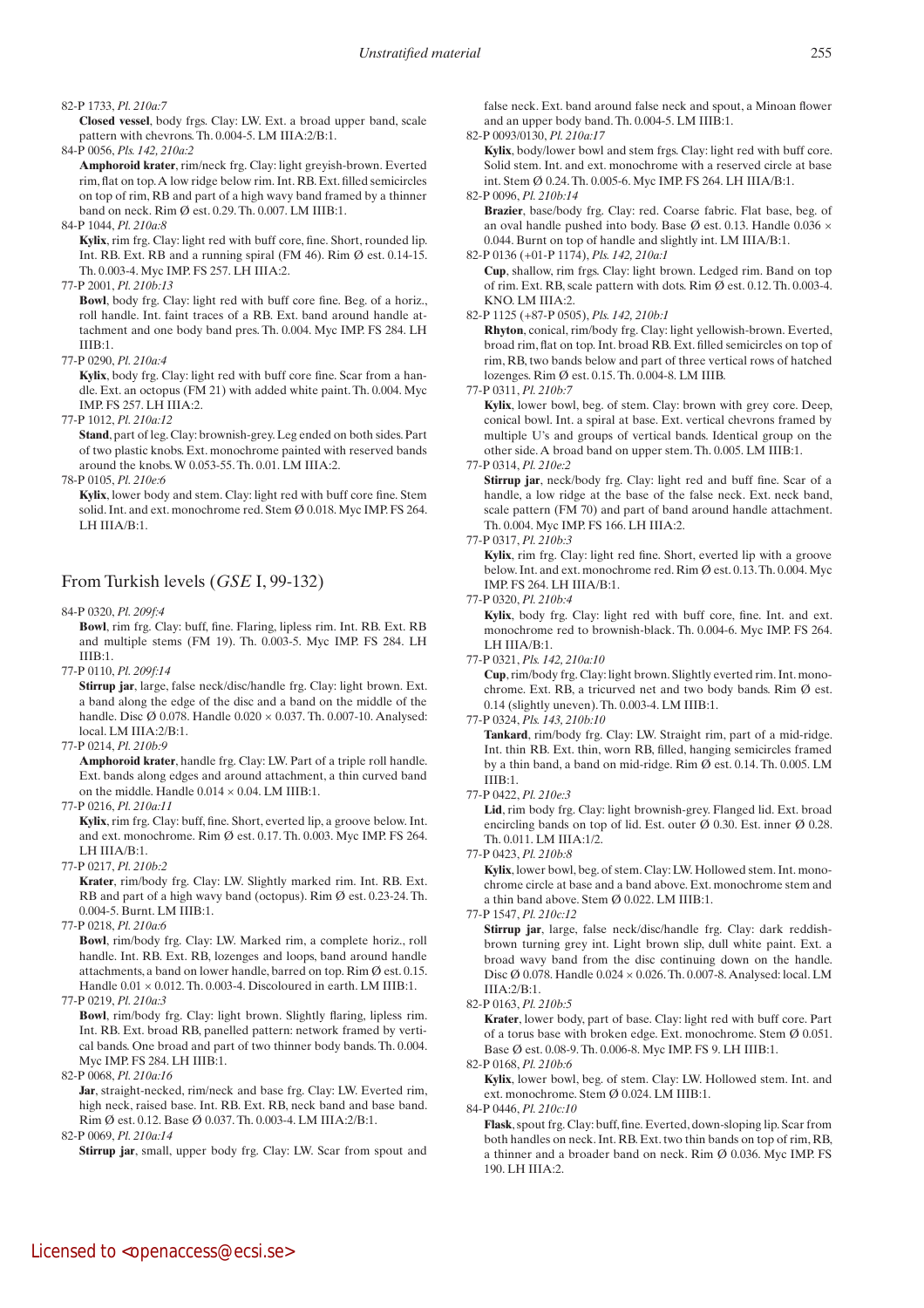82-P 1733, *Pl. 210a:7*

**Closed vessel**, body frgs. Clay: LW. Ext. a broad upper band, scale pattern with chevrons. Th. 0.004-5. LM IIIA:2/B:1.

84-P 0056, *Pls. 142, 210a:2*

**Amphoroid krater**, rim/neck frg. Clay: light greyish-brown. Everted rim, flat on top. A low ridge below rim. Int. RB. Ext. filled semicircles on top of rim, RB and part of a high wavy band framed by a thinner band on neck. Rim Ø est. 0.29. Th. 0.007. LM IIIB:1.

84-P 1044, *Pl. 210a:8*

**Kylix**, rim frg. Clay: light red with buff core, fine. Short, rounded lip. Int. RB. Ext. RB and a running spiral (FM 46). Rim Ø est. 0.14-15. Th. 0.003-4. Myc IMP. FS 257. LH IIIA:2.

77-P 2001, *Pl. 210b:13*

**Bowl**, body frg. Clay: light red with buff core fine. Beg. of a horiz., roll handle. Int. faint traces of a RB. Ext. band around handle attachment and one body band pres. Th. 0.004. Myc IMP. FS 284. LH IIIB:1.

77-P 0290, *Pl. 210a:4*

**Kylix**, body frg. Clay: light red with buff core fine. Scar from a handle. Ext. an octopus (FM 21) with added white paint. Th. 0.004. Myc IMP. FS 257. LH IIIA:2.

77-P 1012, *Pl. 210a:12*

**Stand**, part of leg. Clay: brownish-grey. Leg ended on both sides. Part of two plastic knobs. Ext. monochrome painted with reserved bands around the knobs. W 0.053-55. Th. 0.01. LM IIIA:2.

78-P 0105, *Pl. 210e:6*

**Kylix**, lower body and stem. Clay: light red with buff core fine. Stem solid. Int. and ext. monochrome red. Stem Ø 0.018. Myc IMP. FS 264. LH IIIA/B:1.

## From Turkish levels (*GSE* I, 99-132)

84-P 0320, *Pl. 209f:4*

**Bowl**, rim frg. Clay: buff, fine. Flaring, lipless rim. Int. RB. Ext. RB and multiple stems (FM 19). Th. 0.003-5. Myc IMP. FS 284. LH IIIB:1.

77-P 0110, *Pl. 209f:14*

**Stirrup jar**, large, false neck/disc/handle frg. Clay: light brown. Ext. a band along the edge of the disc and a band on the middle of the handle. Disc Ø 0.078. Handle 0.020 × 0.037. Th. 0.007-10. Analysed: local. LM IIIA:2/B:1.

77-P 0214, *Pl. 210b:9*

**Amphoroid krater**, handle frg. Clay: LW. Part of a triple roll handle. Ext. bands along edges and around attachment, a thin curved band on the middle. Handle 0.014 × 0.04. LM IIIB:1.

77-P 0216, *Pl. 210a:11*

**Kylix**, rim frg. Clay: buff, fine. Short, everted lip, a groove below. Int. and ext. monochrome. Rim Ø est. 0.17. Th. 0.003. Myc IMP. FS 264. LH IIIA/B:1.

77-P 0217, *Pl. 210b:2*

**Krater**, rim/body frg. Clay: LW. Slightly marked rim. Int. RB. Ext. RB and part of a high wavy band (octopus). Rim Ø est. 0.23-24. Th. 0.004-5. Burnt. LM IIIB:1.

77-P 0218, *Pl. 210a:6*

**Bowl**, rim/body frg. Clay: LW. Marked rim, a complete horiz., roll handle. Int. RB. Ext. RB, lozenges and loops, band around handle attachments, a band on lower handle, barred on top. Rim Ø est. 0.15. Handle 0.01 × 0.012. Th. 0.003-4. Discoloured in earth. LM IIIB:1.

77-P 0219, *Pl. 210a:3*

**Bowl**, rim/body frg. Clay: light brown. Slightly flaring, lipless rim. Int. RB. Ext. broad RB, panelled pattern: network framed by vertical bands. One broad and part of two thinner body bands. Th. 0.004. Myc IMP. FS 284. LH IIIB:1.

82-P 0068, *Pl. 210a:16*

**Jar**, straight-necked, rim/neck and base frg. Clay: LW. Everted rim, high neck, raised base. Int. RB. Ext. RB, neck band and base band. Rim Ø est. 0.12. Base Ø 0.037. Th. 0.003-4. LM IIIA:2/B:1.

82-P 0069, *Pl. 210a:14*

**Stirrup jar**, small, upper body frg. Clay: LW. Scar from spout and false neck. Ext. band around false neck and spout, a Minoan flower and an upper body band. Th. 0.004-5. LM IIIB:1.

82-P 0093/0130, *Pl. 210a:17*

**Kylix**, body/lower bowl and stem frgs. Clay: light red with buff core. Solid stem. Int. and ext. monochrome with a reserved circle at base int. Stem Ø 0.24. Th. 0.005-6. Myc IMP. FS 264. LH IIIA/B:1.

82-P 0096, *Pl. 210b:14*

**Brazier**, base/body frg. Clay: red. Coarse fabric. Flat base, beg. of an oval handle pushed into body. Base Ø est. 0.13. Handle 0.036 × 0.044. Burnt on top of handle and slightly int. LM IIIA/B:1.

82-P 0136 (+01-P 1174), *Pls. 142, 210a:1*

**Cup**, shallow, rim frgs. Clay: light brown. Ledged rim. Band on top of rim. Ext. RB, scale pattern with dots. Rim Ø est. 0.12. Th. 0.003-4. KNO. LM IIIA:2.

82-P 1125 (+87-P 0505), *Pls. 142, 210b:1*

**Rhyton**, conical, rim/body frg. Clay: light yellowish-brown. Everted, broad rim, flat on top. Int. broad RB. Ext. filled semicircles on top of rim, RB, two bands below and part of three vertical rows of hatched lozenges. Rim Ø est. 0.15. Th. 0.004-8. LM IIIB.

77-P 0311, *Pl. 210b:7*

**Kylix**, lower bowl, beg. of stem. Clay: brown with grey core. Deep, conical bowl. Int. a spiral at base. Ext. vertical chevrons framed by multiple U's and groups of vertical bands. Identical group on the other side. A broad band on upper stem. Th. 0.005. LM IIIB:1.

77-P 0314, *Pl. 210e:2*

**Stirrup jar**, neck/body frg. Clay: light red and buff fine. Scar of a handle, a low ridge at the base of the false neck. Ext. neck band, scale pattern (FM 70) and part of band around handle attachment. Th. 0.004. Myc IMP. FS 166. LH IIIA:2.

77-P 0317, *Pl. 210b:3*

**Kylix**, rim frg. Clay: light red fine. Short, everted lip with a groove below. Int. and ext. monochrome red. Rim Ø est. 0.13. Th. 0.004. Myc IMP. FS 264. LH IIIA/B:1.

77-P 0320, *Pl. 210b:4*

**Kylix**, body frg. Clay: light red with buff core, fine. Int. and ext. monochrome red to brownish-black. Th. 0.004-6. Myc IMP. FS 264. LH IIIA/B:1.

77-P 0321, *Pls. 142, 210a:10*

**Cup**, rim/body frg. Clay: light brown. Slightly everted rim. Int. monochrome. Ext. RB, a tricurved net and two body bands. Rim Ø est. 0.14 (slightly uneven). Th. 0.003-4. LM IIIB:1.

77-P 0324, *Pls. 143, 210b:10*

**Tankard**, rim/body frg. Clay: LW. Straight rim, part of a mid-ridge. Int. thin RB. Ext. thin, worn RB, filled, hanging semicircles framed by a thin band, a band on mid-ridge. Rim Ø est. 0.14. Th. 0.005. LM IIIB:1.

77-P 0422, *Pl. 210e:3*

**Lid**, rim body frg. Clay: light brownish-grey. Flanged lid. Ext. broad encircling bands on top of lid. Est. outer Ø 0.30. Est. inner Ø 0.28. Th. 0.011. LM IIIA:1/2.

77-P 0423, *Pl. 210b:8*

**Kylix**, lower bowl, beg. of stem. Clay: LW. Hollowed stem. Int. monochrome circle at base and a band above. Ext. monochrome stem and a thin band above. Stem Ø 0.022. LM IIIB:1.

77-P 1547, *Pl. 210c:12*

**Stirrup jar**, large, false neck/disc/handle frg. Clay: dark reddish-brown turning grey int. Light brown slip, dull white paint. Ext. a broad wavy band from the disc continuing down on the handle. Disc Ø 0.078. Handle 0.024 × 0.026. Th. 0.007-8. Analysed: local. LM IIIA:2/B:1.

82-P 0163, *Pl. 210b:5*

**Krater**, lower body, part of base. Clay: light red with buff core. Part of a torus base with broken edge. Ext. monochrome. Stem Ø 0.051. Base Ø est. 0.08-9. Th. 0.006-8. Myc IMP. FS 9. LH IIIB:1.

82-P 0168, *Pl. 210b:6*

**Kylix**, lower bowl, beg. of stem. Clay: LW. Hollowed stem. Int. and ext. monochrome. Stem Ø 0.024. LM IIIB:1.

84-P 0446, *Pl. 210c:10*

**Flask**, spout frg. Clay: buff, fine. Everted, down-sloping lip. Scar from both handles on neck. Int. RB. Ext. two thin bands on top of rim, RB, a thinner and a broader band on neck. Rim Ø 0.036. Myc IMP. FS 190. LH IIIA:2.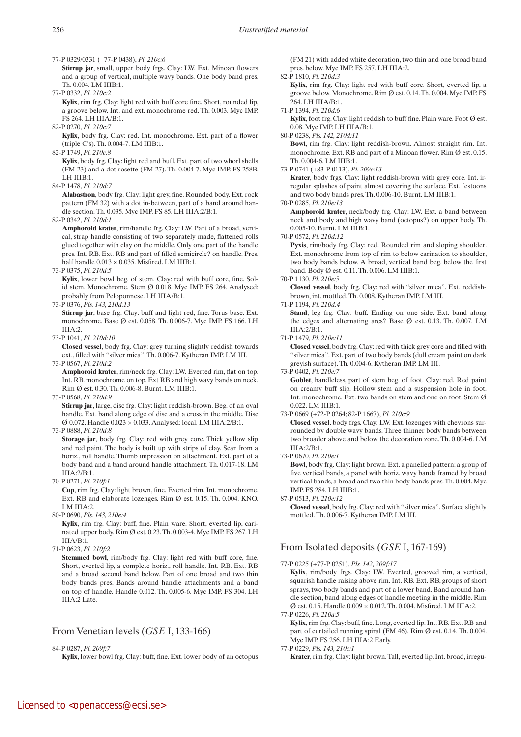77-P 0329/0331 (+77-P 0438), *Pl. 210c:6*
**Stirrup jar**, small, upper body frgs. Clay: LW. Ext. Minoan flowers and a group of vertical, multiple wavy bands. One body band pres. Th. 0.004. LM IIIB:1.

77-P 0332, *Pl. 210c:2*
**Kylix**, rim frg. Clay: light red with buff core fine. Short, rounded lip, a groove below. Int. and ext. monochrome red. Th. 0.003. Myc IMP. FS 264. LH IIIA/B:1.

82-P 0270, *Pl. 210c:7*
**Kylix**, body frg. Clay: red. Int. monochrome. Ext. part of a flower (triple C's). Th. 0.004-7. LM IIIB:1.

82-P 1749, *Pl. 210c:8*
**Kylix**, body frg. Clay: light red and buff. Ext. part of two whorl shells (FM 23) and a dot rosette (FM 27). Th. 0.004-7. Myc IMP. FS 258B. LH IIIB:1.

84-P 1478, *Pl. 210d:7*
**Alabastron**, body frg. Clay: light grey, fine. Rounded body. Ext. rock pattern (FM 32) with a dot in-between, part of a band around handle section. Th. 0.035. Myc IMP. FS 85. LH IIIA:2/B:1.

82-P 0342, *Pl. 210d:1*
**Amphoroid krater**, rim/handle frg. Clay: LW. Part of a broad, vertical, strap handle consisting of two separately made, flattened rolls glued together with clay on the middle. Only one part of the handle pres. Int. RB. Ext. RB and part of filled semicircle? on handle. Pres. half handle 0.013 × 0.035. Misfired. LM IIIB:1.

73-P 0375, *Pl. 210d:5*
**Kylix**, lower bowl beg. of stem. Clay: red with buff core, fine. Solid stem. Monochrome. Stem Ø 0.018. Myc IMP. FS 264. Analysed: probably from Peloponnese. LH IIIA/B:1.

73-P 0376, *Pls. 143, 210d:13*
**Stirrup jar**, base frg. Clay: buff and light red, fine. Torus base. Ext. monochrome. Base Ø est. 0.058. Th. 0.006-7. Myc IMP. FS 166. LH IIIA:2.

73-P 1041, *Pl. 210d:10*
**Closed vessel**, body frg. Clay: grey turning slightly reddish towards ext., filled with "silver mica". Th. 0.006-7. Kytheran IMP. LM III.

73-P 0567, *Pl. 210d:2*
**Amphoroid krater**, rim/neck frg. Clay: LW. Everted rim, flat on top. Int. RB. monochrome on top. Ext RB and high wavy bands on neck. Rim Ø est. 0.30. Th. 0.006-8. Burnt. LM IIIB:1.

73-P 0568, *Pl. 210d:9*
**Stirrup jar**, large, disc frg. Clay: light reddish-brown. Beg. of an oval handle. Ext. band along edge of disc and a cross in the middle. Disc Ø 0.072. Handle 0.023 × 0.033. Analysed: local. LM IIIA:2/B:1.

73-P 0888, *Pl. 210d:8*
**Storage jar**, body frg. Clay: red with grey core. Thick yellow slip and red paint. The body is built up with strips of clay. Scar from a horiz., roll handle. Thumb impression on attachment. Ext. part of a body band and a band around handle attachment. Th. 0.017-18. LM IIIA:2/B:1.

70-P 0271, *Pl. 210f:1*
**Cup**, rim frg. Clay: light brown, fine. Everted rim. Int. monochrome. Ext. RB and elaborate lozenges. Rim Ø est. 0.15. Th. 0.004. KNO. LM IIIA:2.

80-P 0690, *Pls. 143, 210e:4*
**Kylix**, rim frg. Clay: buff, fine. Plain ware. Short, everted lip, carinated upper body. Rim Ø est. 0.23. Th. 0.003-4. Myc IMP. FS 267. LH IIIA/B:1.

71-P 0623, *Pl. 210f:2*
**Stemmed bowl**, rim/body frg. Clay: light red with buff core, fine. Short, everted lip, a complete horiz., roll handle. Int. RB. Ext. RB and a broad second band below. Part of one broad and two thin body bands pres. Bands around handle attachments and a band on top of handle. Handle 0.012. Th. 0.005-6. Myc IMP. FS 304. LH IIIA:2 Late.

## From Venetian levels (*GSE* I, 133-166)

84-P 0287, *Pl. 209f:7*
**Kylix**, lower bowl frg. Clay: buff, fine. Ext. lower body of an octopus (FM 21) with added white decoration, two thin and one broad band pres. below. Myc IMP. FS 257. LH IIIA:2.

82-P 1810, *Pl. 210d:3*
**Kylix**, rim frg. Clay: light red with buff core. Short, everted lip, a groove below. Monochrome. Rim Ø est. 0.14. Th. 0.004. Myc IMP. FS 264. LH IIIA/B:1.

71-P 1394, *Pl. 210d:6*
**Kylix**, foot frg. Clay: light reddish to buff fine. Plain ware. Foot Ø est. 0.08. Myc IMP. LH IIIA/B:1.

80-P 0238, *Pls. 142, 210d:11*
**Bowl**, rim frg. Clay: light reddish-brown. Almost straight rim. Int. monochrome. Ext. RB and part of a Minoan flower. Rim Ø est. 0.15. Th. 0.004-6. LM IIIB:1.

73-P 0741 (+83-P 0113), *Pl. 209e:13*
**Krater**, body frgs. Clay: light reddish-brown with grey core. Int. irregular splashes of paint almost covering the surface. Ext. festoons and two body bands pres. Th. 0.006-10. Burnt. LM IIIB:1.

70-P 0285, *Pl. 210e:13*
**Amphoroid krater**, neck/body frg. Clay: LW. Ext. a band between neck and body and high wavy band (octopus?) on upper body. Th. 0.005-10. Burnt. LM IIIB:1.

70-P 0572, *Pl. 210d:12*
**Pyxis**, rim/body frg. Clay: red. Rounded rim and sloping shoulder. Ext. monochrome from top of rim to below carination to shoulder, two body bands below. A broad, vertical band beg. below the first band. Body Ø est. 0.11. Th. 0.006. LM IIIB:1.

70-P 1130, *Pl. 210e:5*
**Closed vessel**, body frg. Clay: red with "silver mica". Ext. reddish-brown, int. mottled. Th. 0.008. Kytheran IMP. LM III.

71-P 1194, *Pl. 210d:4*
**Stand**, leg frg. Clay: buff. Ending on one side. Ext. band along the edges and alternating arcs? Base Ø est. 0.13. Th. 0.007. LM IIIA:2/B:1.

71-P 1479, *Pl. 210e:11*
**Closed vessel**, body frg. Clay: red with thick grey core and filled with "silver mica". Ext. part of two body bands (dull cream paint on dark greyish surface). Th. 0.004-6. Kytheran IMP. LM III.

73-P 0402, *Pl. 210e:7*
**Goblet**, handleless, part of stem beg. of foot. Clay: red. Red paint on creamy buff slip. Hollow stem and a suspension hole in foot. Int. monochrome. Ext. two bands on stem and one on foot. Stem Ø 0.022. LM IIIB:1.

73-P 0669 (+72-P 0264; 82-P 1667), *Pl. 210c:9*
**Closed vessel**, body frgs. Clay: LW. Ext. lozenges with chevrons surrounded by double wavy bands. Three thinner body bands between two broader above and below the decoration zone. Th. 0.004-6. LM IIIA:2/B:1.

73-P 0670, *Pl. 210e:1*
**Bowl**, body frg. Clay: light brown. Ext. a panelled pattern: a group of five vertical bands, a panel with horiz. wavy bands framed by broad vertical bands, a broad and two thin body bands pres. Th. 0.004. Myc IMP. FS 284. LH IIIB:1.

87-P 0513, *Pl. 210e:12*
**Closed vessel**, body frg. Clay: red with "silver mica". Surface slightly mottled. Th. 0.006-7. Kytheran IMP. LM III.

## From Isolated deposits (*GSE* I, 167-169)

77-P 0225 (+77-P 0251), *Pls. 142, 209f:17*
**Kylix**, rim/body frgs. Clay: LW. Everted, grooved rim, a vertical, squarish handle raising above rim. Int. RB. Ext. RB, groups of short sprays, two body bands and part of a lower band. Band around handle section, band along edges of handle meeting in the middle. Rim Ø est. 0.15. Handle 0.009 × 0.012. Th. 0.004. Misfired. LM IIIA:2.

77-P 0226, *Pl. 210a:5*
**Kylix**, rim frg. Clay: buff, fine. Long, everted lip. Int. RB. Ext. RB and part of curtailed running spiral (FM 46). Rim Ø est. 0.14. Th. 0.004. Myc IMP. FS 256. LH IIIA:2 Early.

77-P 0229, *Pls. 143, 210c:1*
**Krater**, rim frg. Clay: light brown. Tall, everted lip. Int. broad, irregu-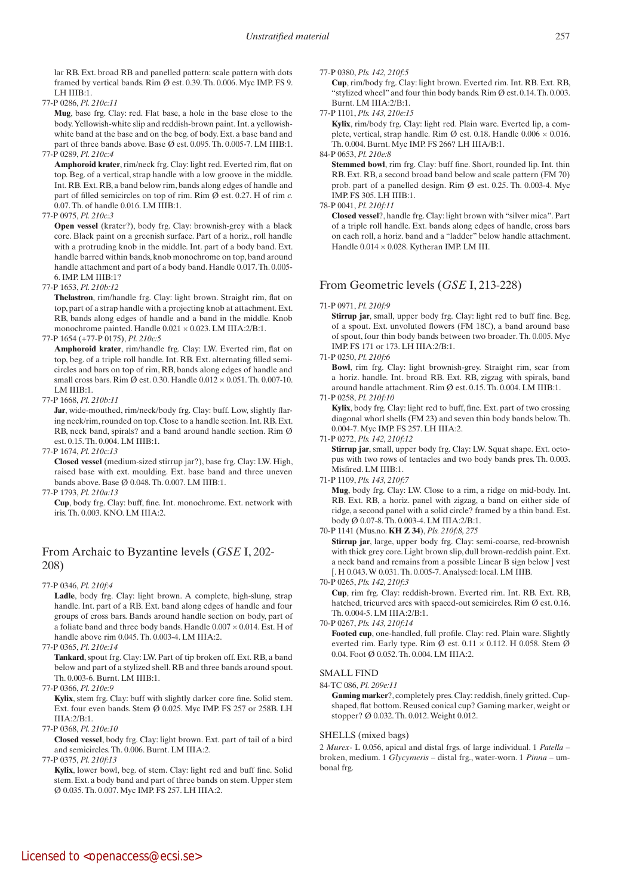lar RB. Ext. broad RB and panelled pattern: scale pattern with dots framed by vertical bands. Rim Ø est. 0.39. Th. 0.006. Myc IMP. FS 9. LH IIIB:1.

77-P 0286, *Pl. 210c:11*

**Mug**, base frg. Clay: red. Flat base, a hole in the base close to the body. Yellowish-white slip and reddish-brown paint. Int. a yellowish-white band at the base and on the beg. of body. Ext. a base band and part of three bands above. Base Ø est. 0.095. Th. 0.005-7. LM IIIB:1.

77-P 0289, *Pl. 210c:4*

**Amphoroid krater**, rim/neck frg. Clay: light red. Everted rim, flat on top. Beg. of a vertical, strap handle with a low groove in the middle. Int. RB. Ext. RB, a band below rim, bands along edges of handle and part of filled semicircles on top of rim. Rim Ø est. 0.27. H of rim *c.* 0.07. Th. of handle 0.016. LM IIIB:1.

77-P 0975, *Pl. 210c:3*

**Open vessel** (krater?), body frg. Clay: brownish-grey with a black core. Black paint on a greenish surface. Part of a horiz., roll handle with a protruding knob in the middle. Int. part of a body band. Ext. handle barred within bands, knob monochrome on top, band around handle attachment and part of a body band. Handle 0.017. Th. 0.005-6. IMP. LM IIIB:1?

77-P 1653, *Pl. 210b:12*

**Thelastron**, rim/handle frg. Clay: light brown. Straight rim, flat on top, part of a strap handle with a projecting knob at attachment. Ext. RB, bands along edges of handle and a band in the middle. Knob monochrome painted. Handle 0.021 × 0.023. LM IIIA:2/B:1.

77-P 1654 (+77-P 0175), *Pl. 210c:5*

**Amphoroid krater**, rim/handle frg. Clay: LW. Everted rim, flat on top, beg. of a triple roll handle. Int. RB. Ext. alternating filled semicircles and bars on top of rim, RB, bands along edges of handle and small cross bars. Rim Ø est. 0.30. Handle 0.012 × 0.051. Th. 0.007-10. LM IIIB:1.

77-P 1668, *Pl. 210b:11*

**Jar**, wide-mouthed, rim/neck/body frg. Clay: buff. Low, slightly flaring neck/rim, rounded on top. Close to a handle section. Int. RB. Ext. RB, neck band, spirals? and a band around handle section. Rim Ø est. 0.15. Th. 0.004. LM IIIB:1.

77-P 1674, *Pl. 210c:13*

**Closed vessel** (medium-sized stirrup jar?), base frg. Clay: LW. High, raised base with ext. moulding. Ext. base band and three uneven bands above. Base Ø 0.048. Th. 0.007. LM IIIB:1.

77-P 1793, *Pl. 210a:13*

**Cup**, body frg. Clay: buff, fine. Int. monochrome. Ext. network with iris. Th. 0.003. KNO. LM IIIA:2.

## From Archaic to Byzantine levels (*GSE* I, 202-208)

77-P 0346, *Pl. 210f:4*

**Ladle**, body frg. Clay: light brown. A complete, high-slung, strap handle. Int. part of a RB. Ext. band along edges of handle and four groups of cross bars. Bands around handle section on body, part of a foliate band and three body bands. Handle 0.007 × 0.014. Est. H of handle above rim 0.045. Th. 0.003-4. LM IIIA:2.

77-P 0365, *Pl. 210e:14*

**Tankard**, spout frg. Clay: LW. Part of tip broken off. Ext. RB, a band below and part of a stylized shell. RB and three bands around spout. Th. 0.003-6. Burnt. LM IIIB:1.

77-P 0366, *Pl. 210e:9*

**Kylix**, stem frg. Clay: buff with slightly darker core fine. Solid stem. Ext. four even bands. Stem Ø 0.025. Myc IMP. FS 257 or 258B. LH IIIA:2/B:1.

77-P 0368, *Pl. 210e:10*

**Closed vessel**, body frg. Clay: light brown. Ext. part of tail of a bird and semicircles. Th. 0.006. Burnt. LM IIIA:2.

77-P 0375, *Pl. 210f:13*

**Kylix**, lower bowl, beg. of stem. Clay: light red and buff fine. Solid stem. Ext. a body band and part of three bands on stem. Upper stem Ø 0.035. Th. 0.007. Myc IMP. FS 257. LH IIIA:2.

77-P 0380, *Pls. 142, 210f:5*

**Cup**, rim/body frg. Clay: light brown. Everted rim. Int. RB. Ext. RB, "stylized wheel" and four thin body bands. Rim Ø est. 0.14. Th. 0.003. Burnt. LM IIIA:2/B:1.

77-P 1101, *Pls. 143, 210e:15*

**Kylix**, rim/body frg. Clay: light red. Plain ware. Everted lip, a complete, vertical, strap handle. Rim Ø est. 0.18. Handle 0.006 × 0.016. Th. 0.004. Burnt. Myc IMP. FS 266? LH IIIA/B:1.

84-P 0653, *Pl. 210e:8*

**Stemmed bowl**, rim frg. Clay: buff fine. Short, rounded lip. Int. thin RB. Ext. RB, a second broad band below and scale pattern (FM 70) prob. part of a panelled design. Rim Ø est. 0.25. Th. 0.003-4. Myc IMP. FS 305. LH IIIB:1.

78-P 0041, *Pl. 210f:11*

**Closed vessel**?, handle frg. Clay: light brown with "silver mica". Part of a triple roll handle. Ext. bands along edges of handle, cross bars on each roll, a horiz. band and a "ladder" below handle attachment. Handle 0.014 × 0.028. Kytheran IMP. LM III.

## From Geometric levels (*GSE* I, 213-228)

71-P 0971, *Pl. 210f:9*

**Stirrup jar**, small, upper body frg. Clay: light red to buff fine. Beg. of a spout. Ext. unvoluted flowers (FM 18C), a band around base of spout, four thin body bands between two broader. Th. 0.005. Myc IMP. FS 171 or 173. LH IIIA:2/B:1.

71-P 0250, *Pl. 210f:6*

**Bowl**, rim frg. Clay: light brownish-grey. Straight rim, scar from a horiz. handle. Int. broad RB. Ext. RB, zigzag with spirals, band around handle attachment. Rim Ø est. 0.15. Th. 0.004. LM IIIB:1.

71-P 0258, *Pl. 210f:10*

**Kylix**, body frg. Clay: light red to buff, fine. Ext. part of two crossing diagonal whorl shells (FM 23) and seven thin body bands below. Th. 0.004-7. Myc IMP. FS 257. LH IIIA:2.

71-P 0272, *Pls. 142, 210f:12*

**Stirrup jar**, small, upper body frg. Clay: LW. Squat shape. Ext. octopus with two rows of tentacles and two body bands pres. Th. 0.003. Misfired. LM IIIB:1.

71-P 1109, *Pls. 143, 210f:7*

**Mug**, body frg. Clay: LW. Close to a rim, a ridge on mid-body. Int. RB. Ext. RB, a horiz. panel with zigzag, a band on either side of ridge, a second panel with a solid circle? framed by a thin band. Est. body Ø 0.07-8. Th. 0.003-4. LM IIIA:2/B:1.

70-P 1141 (Mus.no. **KH Z 34**), *Pls. 210f:8, 275*

**Stirrup jar**, large, upper body frg. Clay: semi-coarse, red-brownish with thick grey core. Light brown slip, dull brown-reddish paint. Ext. a neck band and remains from a possible Linear B sign below ] vest [. H 0.043. W 0.031. Th. 0.005-7. Analysed: local. LM IIIB.

70-P 0265, *Pls. 142, 210f:3*

**Cup**, rim frg. Clay: reddish-brown. Everted rim. Int. RB. Ext. RB, hatched, tricurved arcs with spaced-out semicircles. Rim Ø est. 0.16. Th. 0.004-5. LM IIIA:2/B:1.

70-P 0267, *Pls. 143, 210f:14*

**Footed cup**, one-handled, full profile. Clay: red. Plain ware. Slightly everted rim. Early type. Rim Ø est. 0.11 × 0.112. H 0.058. Stem Ø 0.04. Foot Ø 0.052. Th. 0.004. LM IIIA:2.

### SMALL FIND

84-TC 086, *Pl. 209e:11*

**Gaming marker**?, completely pres. Clay: reddish, finely gritted. Cup-shaped, flat bottom. Reused conical cup? Gaming marker, weight or stopper? Ø 0.032. Th. 0.012. Weight 0.012.

### SHELLS (mixed bags)

2 *Murex*- L 0.056, apical and distal frgs. of large individual. 1 *Patella* – broken, medium. 1 *Glycymeris* – distal frg., water-worn. 1 *Pinna* – umbonal frg.